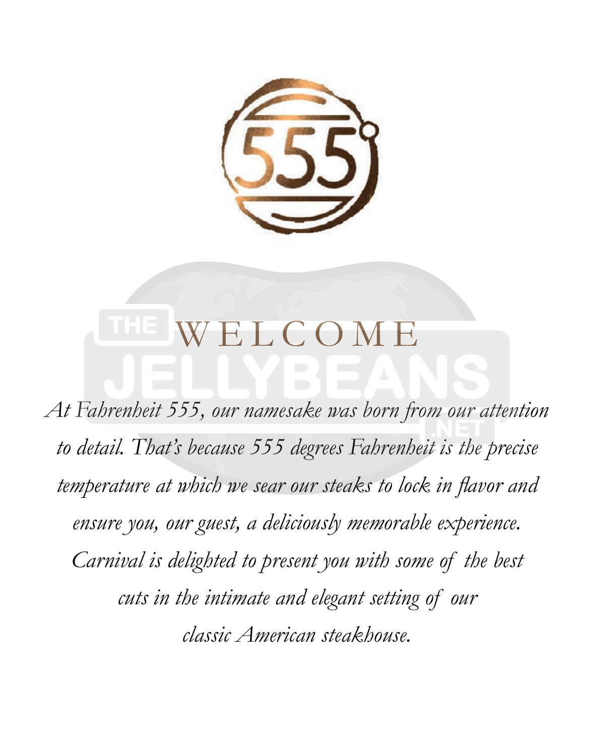# WELCOME

*At Fahrenheit 555, our namesake was born from our attention to detail. That's because 555 degrees Fahrenheit is the precise temperature at which we sear our steaks to lock in flavor and ensure you, our guest, a deliciously memorable experience. Carnival is delighted to present you with some of the best cuts in the intimate and elegant setting of our classic American steakhouse.*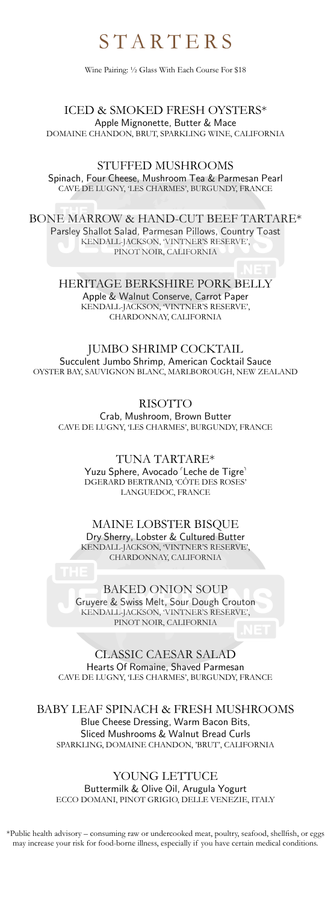# STARTERS

Wine Pairing: ½ Glass With Each Course For $18

## ICED & SMOKED FRESH OYSTERS*

Apple Mignonette, Butter & Mace
DOMAINE CHANDON, BRUT, SPARKLING WINE, CALIFORNIA

## STUFFED MUSHROOMS

Spinach, Four Cheese, Mushroom Tea & Parmesan Pearl
CAVE DE LUGNY, 'LES CHARMES', BURGUNDY, FRANCE

## BONE MARROW & HAND-CUT BEEF TARTARE*

Parsley Shallot Salad, Parmesan Pillows, Country Toast
KENDALL-JACKSON, 'VINTNER'S RESERVE',
PINOT NOIR, CALIFORNIA

## HERITAGE BERKSHIRE PORK BELLY

Apple & Walnut Conserve, Carrot Paper
KENDALL-JACKSON, 'VINTNER'S RESERVE',
CHARDONNAY, CALIFORNIA

## JUMBO SHRIMP COCKTAIL

Succulent Jumbo Shrimp, American Cocktail Sauce
OYSTER BAY, SAUVIGNON BLANC, MARLBOROUGH, NEW ZEALAND

## RISOTTO

Crab, Mushroom, Brown Butter
CAVE DE LUGNY, 'LES CHARMES', BURGUNDY, FRANCE

## TUNA TARTARE*

Yuzu Sphere, Avocado 'Leche de Tigre'
DGERARD BERTRAND, 'CÔTE DES ROSES'
LANGUEDOC, FRANCE

## MAINE LOBSTER BISQUE

Dry Sherry, Lobster & Cultured Butter
KENDALL-JACKSON, 'VINTNER'S RESERVE',
CHARDONNAY, CALIFORNIA

## BAKED ONION SOUP

Gruyere & Swiss Melt, Sour Dough Crouton
KENDALL-JACKSON, 'VINTNER'S RESERVE',
PINOT NOIR, CALIFORNIA

## CLASSIC CAESAR SALAD

Hearts Of Romaine, Shaved Parmesan
CAVE DE LUGNY, 'LES CHARMES', BURGUNDY, FRANCE

## BABY LEAF SPINACH & FRESH MUSHROOMS

Blue Cheese Dressing, Warm Bacon Bits,
Sliced Mushrooms & Walnut Bread Curls
SPARKLING, DOMAINE CHANDON, 'BRUT', CALIFORNIA

## YOUNG LETTUCE

Buttermilk & Olive Oil, Arugula Yogurt
ECCO DOMANI, PINOT GRIGIO, DELLE VENEZIE, ITALY

*Public health advisory – consuming raw or undercooked meat, poultry, seafood, shellfish, or eggs may increase your risk for food-borne illness, especially if you have certain medical conditions.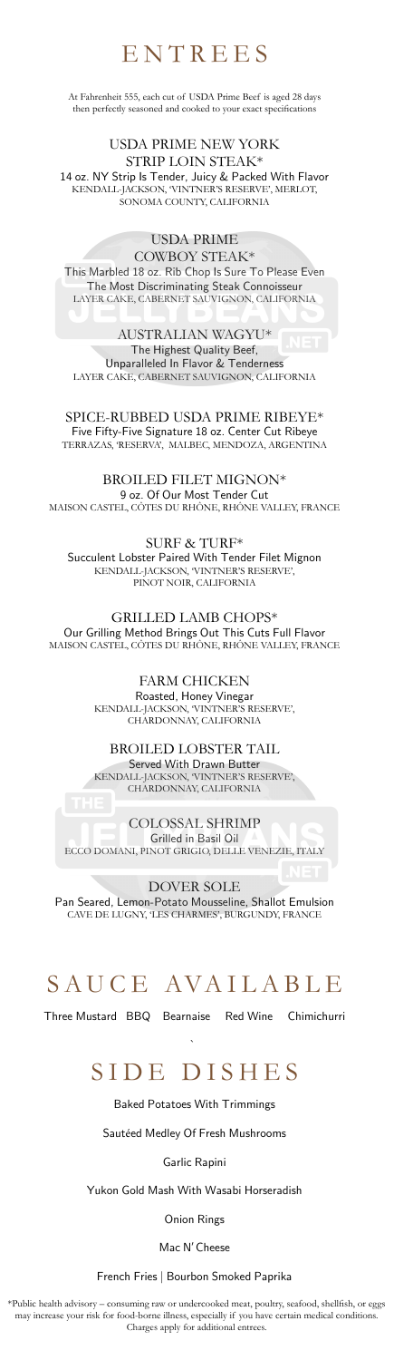# ENTREES

At Fahrenheit 555, each cut of USDA Prime Beef is aged 28 days then perfectly seasoned and cooked to your exact specifications

### USDA PRIME NEW YORK STRIP LOIN STEAK*

14 oz. NY Strip Is Tender, Juicy & Packed With Flavor
KENDALL-JACKSON, 'VINTNER'S RESERVE', MERLOT, SONOMA COUNTY, CALIFORNIA

### USDA PRIME COWBOY STEAK*

This Marbled 18 oz. Rib Chop Is Sure To Please Even The Most Discriminating Steak Connoisseur
LAYER CAKE, CABERNET SAUVIGNON, CALIFORNIA

### AUSTRALIAN WAGYU*

The Highest Quality Beef, Unparalleled In Flavor & Tenderness
LAYER CAKE, CABERNET SAUVIGNON, CALIFORNIA

### SPICE-RUBBED USDA PRIME RIBEYE*

Five Fifty-Five Signature 18 oz. Center Cut Ribeye
TERRAZAS, 'RESERVA', MALBEC, MENDOZA, ARGENTINA

### BROILED FILET MIGNON*

9 oz. Of Our Most Tender Cut
MAISON CASTEL, CÔTES DU RHÔNE, RHÔNE VALLEY, FRANCE

### SURF & TURF*

Succulent Lobster Paired With Tender Filet Mignon
KENDALL-JACKSON, 'VINTNER'S RESERVE', PINOT NOIR, CALIFORNIA

### GRILLED LAMB CHOPS*

Our Grilling Method Brings Out This Cuts Full Flavor
MAISON CASTEL, CÔTES DU RHÔNE, RHÔNE VALLEY, FRANCE

### FARM CHICKEN

Roasted, Honey Vinegar
KENDALL-JACKSON, 'VINTNER'S RESERVE', CHARDONNAY, CALIFORNIA

### BROILED LOBSTER TAIL

Served With Drawn Butter
KENDALL-JACKSON, 'VINTNER'S RESERVE', CHARDONNAY, CALIFORNIA

### COLOSSAL SHRIMP

Grilled in Basil Oil
ECCO DOMANI, PINOT GRIGIO, DELLE VENEZIE, ITALY

### DOVER SOLE

Pan Seared, Lemon-Potato Mousseline, Shallot Emulsion
CAVE DE LUGNY, 'LES CHARMES', BURGUNDY, FRANCE

# SAUCE AVAILABLE

Three Mustard BBQ Bearnaise Red Wine Chimichurri

# SIDE DISHES

Baked Potatoes With Trimmings

Sautéed Medley Of Fresh Mushrooms

Garlic Rapini

Yukon Gold Mash With Wasabi Horseradish

Onion Rings

Mac N' Cheese

French Fries | Bourbon Smoked Paprika

*Public health advisory – consuming raw or undercooked meat, poultry, seafood, shellfish, or eggs may increase your risk for food-borne illness, especially if you have certain medical conditions. Charges apply for additional entrees.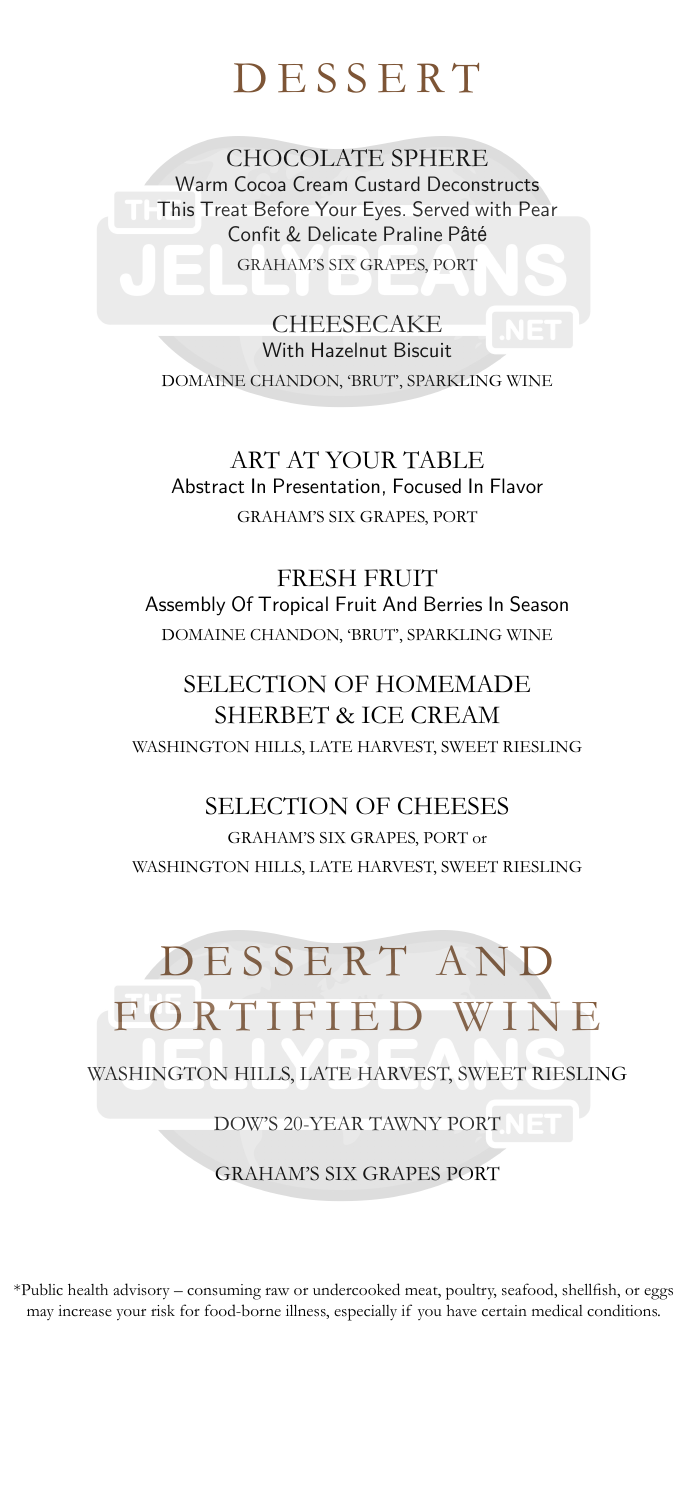# DESSERT

### CHOCOLATE SPHERE

Warm Cocoa Cream Custard Deconstructs This Treat Before Your Eyes. Served with Pear Confit & Delicate Praline Pâté

GRAHAM'S SIX GRAPES, PORT

### CHEESECAKE

With Hazelnut Biscuit

DOMAINE CHANDON, 'BRUT', SPARKLING WINE

### ART AT YOUR TABLE

Abstract In Presentation, Focused In Flavor

GRAHAM'S SIX GRAPES, PORT

### FRESH FRUIT

Assembly Of Tropical Fruit And Berries In Season

DOMAINE CHANDON, 'BRUT', SPARKLING WINE

### SELECTION OF HOMEMADE SHERBET & ICE CREAM

WASHINGTON HILLS, LATE HARVEST, SWEET RIESLING

### SELECTION OF CHEESES

GRAHAM'S SIX GRAPES, PORT or
WASHINGTON HILLS, LATE HARVEST, SWEET RIESLING

# DESSERT AND FORTIFIED WINE

WASHINGTON HILLS, LATE HARVEST, SWEET RIESLING

DOW'S 20-YEAR TAWNY PORT

GRAHAM'S SIX GRAPES PORT

*Public health advisory – consuming raw or undercooked meat, poultry, seafood, shellfish, or eggs may increase your risk for food-borne illness, especially if you have certain medical conditions.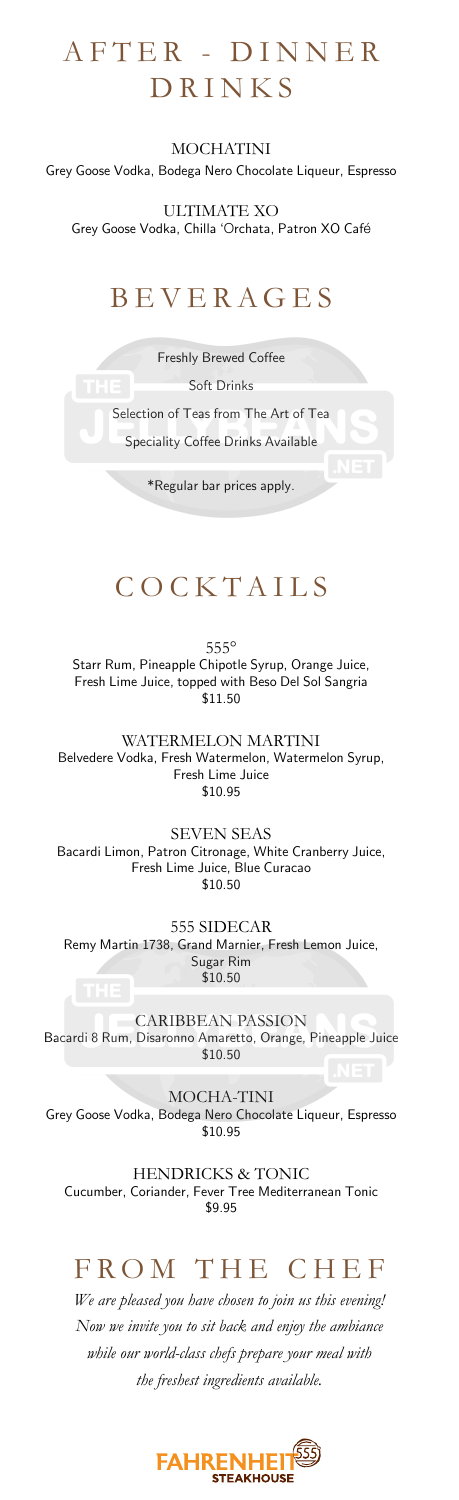# AFTER - DINNER DRINKS

MOCHATINI
Grey Goose Vodka, Bodega Nero Chocolate Liqueur, Espresso

ULTIMATE XO
Grey Goose Vodka, Chilla 'Orchata, Patron XO Café

# BEVERAGES

Freshly Brewed Coffee

Soft Drinks

Selection of Teas from The Art of Tea

Speciality Coffee Drinks Available

*Regular bar prices apply.

# COCKTAILS

555°
Starr Rum, Pineapple Chipotle Syrup, Orange Juice, Fresh Lime Juice, topped with Beso Del Sol Sangria
$11.50

WATERMELON MARTINI
Belvedere Vodka, Fresh Watermelon, Watermelon Syrup, Fresh Lime Juice
$10.95

SEVEN SEAS
Bacardi Limon, Patron Citronage, White Cranberry Juice, Fresh Lime Juice, Blue Curacao
$10.50

555 SIDECAR
Remy Martin 1738, Grand Marnier, Fresh Lemon Juice, Sugar Rim
$10.50

CARIBBEAN PASSION
Bacardi 8 Rum, Disaronno Amaretto, Orange, Pineapple Juice
$10.50

MOCHA-TINI
Grey Goose Vodka, Bodega Nero Chocolate Liqueur, Espresso
$10.95

HENDRICKS & TONIC
Cucumber, Coriander, Fever Tree Mediterranean Tonic
$9.95

# FROM THE CHEF

*We are pleased you have chosen to join us this evening! Now we invite you to sit back and enjoy the ambiance while our world-class chefs prepare your meal with the freshest ingredients available.*

FAHRENHEIT 555 STEAKHOUSE